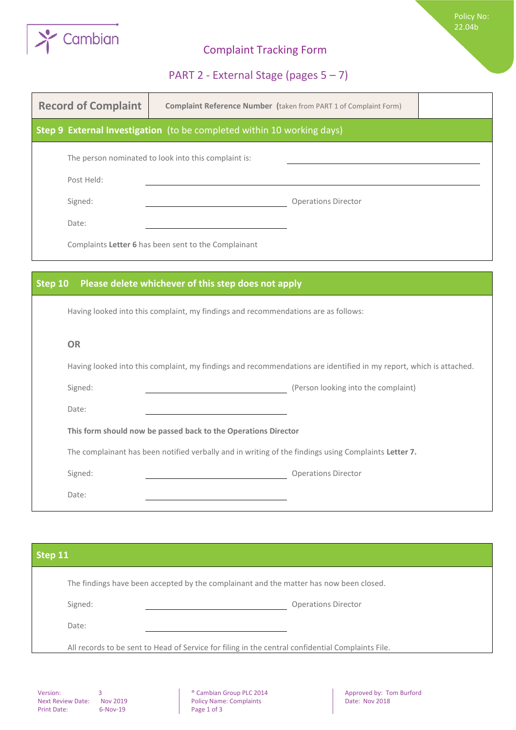Cambian

Policy No: 22.04b

# Complaint Tracking Form

## PART 2 - External Stage (pages 5 – 7)

| Record of Complaint | Complaint Reference Number (taken from PART 1 of Complaint Form) | |
|---|---|---|

### Step 9 External Investigation (to be completed within 10 working days)

The person nominated to look into this complaint is: ______________________

Post Held: ______________________

Signed: ______________________ Operations Director

Date: ______________________

Complaints **Letter 6** has been sent to the Complainant

### Step 10 Please delete whichever of this step does not apply

Having looked into this complaint, my findings and recommendations are as follows:

**OR**

Having looked into this complaint, my findings and recommendations are identified in my report, which is attached.

Signed: ______________________ (Person looking into the complaint)

Date: ______________________

**This form should now be passed back to the Operations Director**

The complainant has been notified verbally and in writing of the findings using Complaints **Letter 7.**

Signed: ______________________ Operations Director

Date: ______________________

### Step 11

The findings have been accepted by the complainant and the matter has now been closed.

Signed: ______________________ Operations Director

Date: ______________________

All records to be sent to Head of Service for filing in the central confidential Complaints File.

Version: 3
Next Review Date: Nov 2019
Print Date: 6-Nov-19

® Cambian Group PLC 2014
Policy Name: Complaints

Approved by: Tom Burford
Date: Nov 2018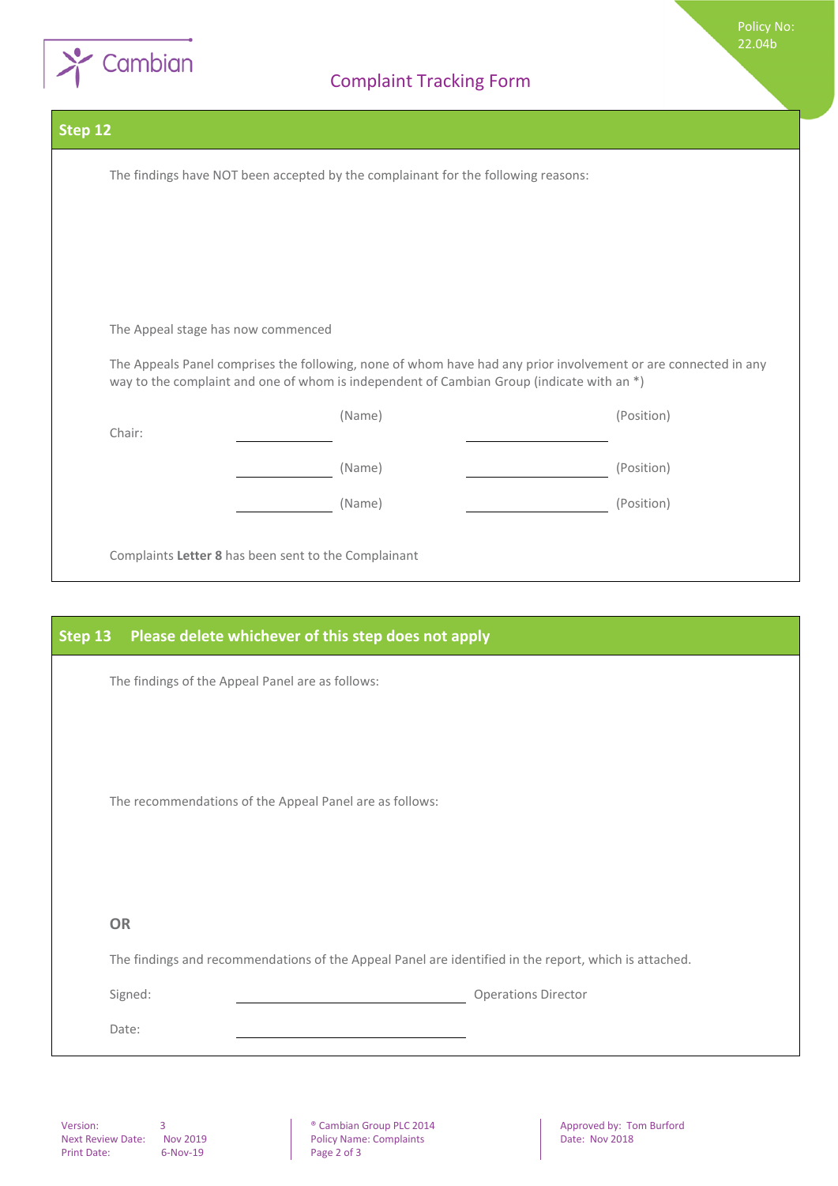## Step 12

The findings have NOT been accepted by the complainant for the following reasons:

The Appeal stage has now commenced

The Appeals Panel comprises the following, none of whom have had any prior involvement or are connected in any way to the complaint and one of whom is independent of Cambian Group (indicate with an *)

| | (Name) | (Position) |
|---|---|---|
| Chair: | ____________ (Name) | ________________ (Position) |
| | ____________ (Name) | ________________ (Position) |
| | ____________ (Name) | ________________ (Position) |

Complaints **Letter 8** has been sent to the Complainant

## Step 13 Please delete whichever of this step does not apply

The findings of the Appeal Panel are as follows:

The recommendations of the Appeal Panel are as follows:

**OR**

The findings and recommendations of the Appeal Panel are identified in the report, which is attached.

Signed: ______________________________ Operations Director

Date: ______________________________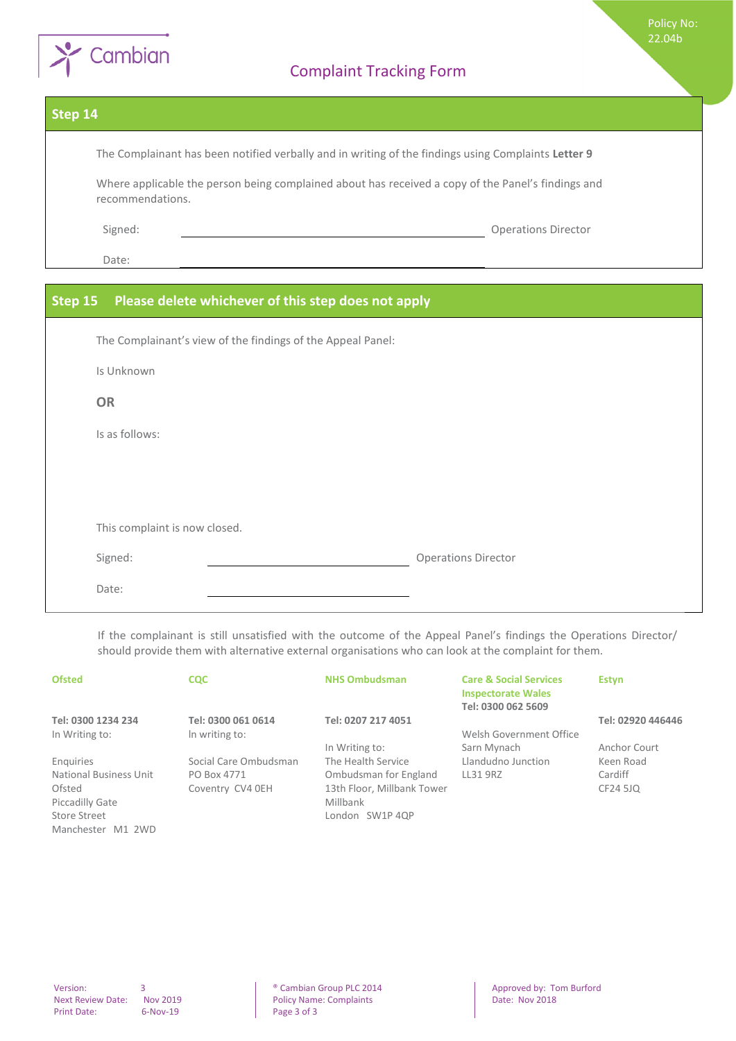## Step 14

The Complainant has been notified verbally and in writing of the findings using Complaints **Letter 9**

Where applicable the person being complained about has received a copy of the Panel's findings and recommendations.

Signed: ______________________________ Operations Director

Date: ______________________________

## Step 15 Please delete whichever of this step does not apply

The Complainant's view of the findings of the Appeal Panel:

Is Unknown

**OR**

Is as follows:

This complaint is now closed.

Signed: ______________________________ Operations Director

Date: ______________________________

If the complainant is still unsatisfied with the outcome of the Appeal Panel's findings the Operations Director/ should provide them with alternative external organisations who can look at the complaint for them.

| Ofsted | CQC | NHS Ombudsman | Care & Social Services Inspectorate Wales | Estyn |
|---|---|---|---|---|
| **Tel: 0300 1234 234** | **Tel: 0300 061 0614** | **Tel: 0207 217 4051** | **Tel: 0300 062 5609** | **Tel: 02920 446446** |
| In Writing to: | In writing to: | In Writing to: | | |
| Enquiries<br>National Business Unit<br>Ofsted<br>Piccadilly Gate<br>Store Street<br>Manchester M1 2WD | Social Care Ombudsman<br>PO Box 4771<br>Coventry CV4 0EH | The Health Service Ombudsman for England<br>13th Floor, Millbank Tower<br>Millbank<br>London SW1P 4QP | Welsh Government Office<br>Sarn Mynach<br>Llandudno Junction<br>LL31 9RZ | Anchor Court<br>Keen Road<br>Cardiff<br>CF24 5JQ |